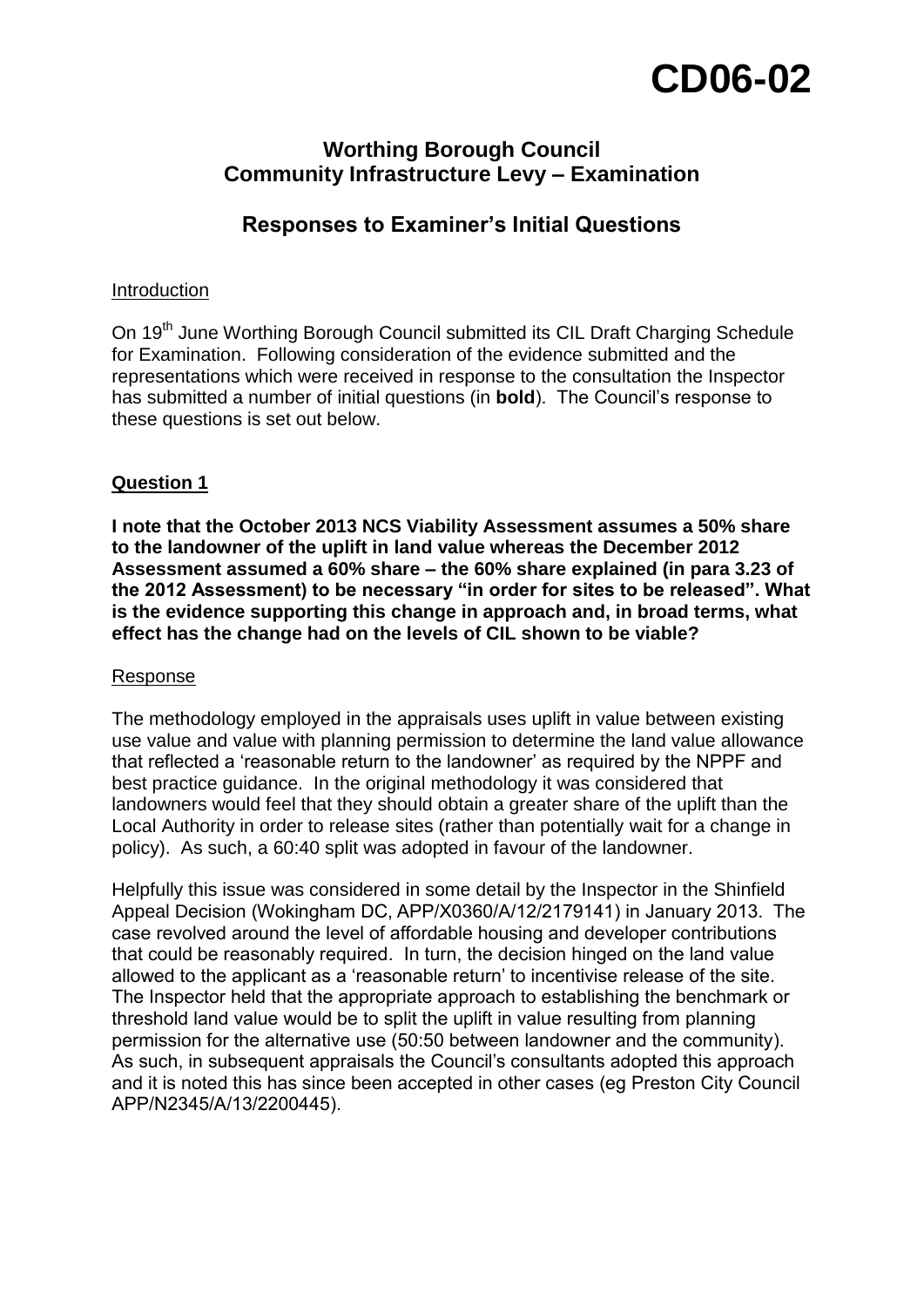# CD06-02

## Worthing Borough Council
## Community Infrastructure Levy – Examination

## Responses to Examiner's Initial Questions

Introduction

On 19th June Worthing Borough Council submitted its CIL Draft Charging Schedule for Examination. Following consideration of the evidence submitted and the representations which were received in response to the consultation the Inspector has submitted a number of initial questions (in **bold**). The Council's response to these questions is set out below.

### Question 1

**I note that the October 2013 NCS Viability Assessment assumes a 50% share to the landowner of the uplift in land value whereas the December 2012 Assessment assumed a 60% share – the 60% share explained (in para 3.23 of the 2012 Assessment) to be necessary "in order for sites to be released". What is the evidence supporting this change in approach and, in broad terms, what effect has the change had on the levels of CIL shown to be viable?**

Response

The methodology employed in the appraisals uses uplift in value between existing use value and value with planning permission to determine the land value allowance that reflected a 'reasonable return to the landowner' as required by the NPPF and best practice guidance. In the original methodology it was considered that landowners would feel that they should obtain a greater share of the uplift than the Local Authority in order to release sites (rather than potentially wait for a change in policy). As such, a 60:40 split was adopted in favour of the landowner.

Helpfully this issue was considered in some detail by the Inspector in the Shinfield Appeal Decision (Wokingham DC, APP/X0360/A/12/2179141) in January 2013. The case revolved around the level of affordable housing and developer contributions that could be reasonably required. In turn, the decision hinged on the land value allowed to the applicant as a 'reasonable return' to incentivise release of the site. The Inspector held that the appropriate approach to establishing the benchmark or threshold land value would be to split the uplift in value resulting from planning permission for the alternative use (50:50 between landowner and the community). As such, in subsequent appraisals the Council's consultants adopted this approach and it is noted this has since been accepted in other cases (eg Preston City Council APP/N2345/A/13/2200445).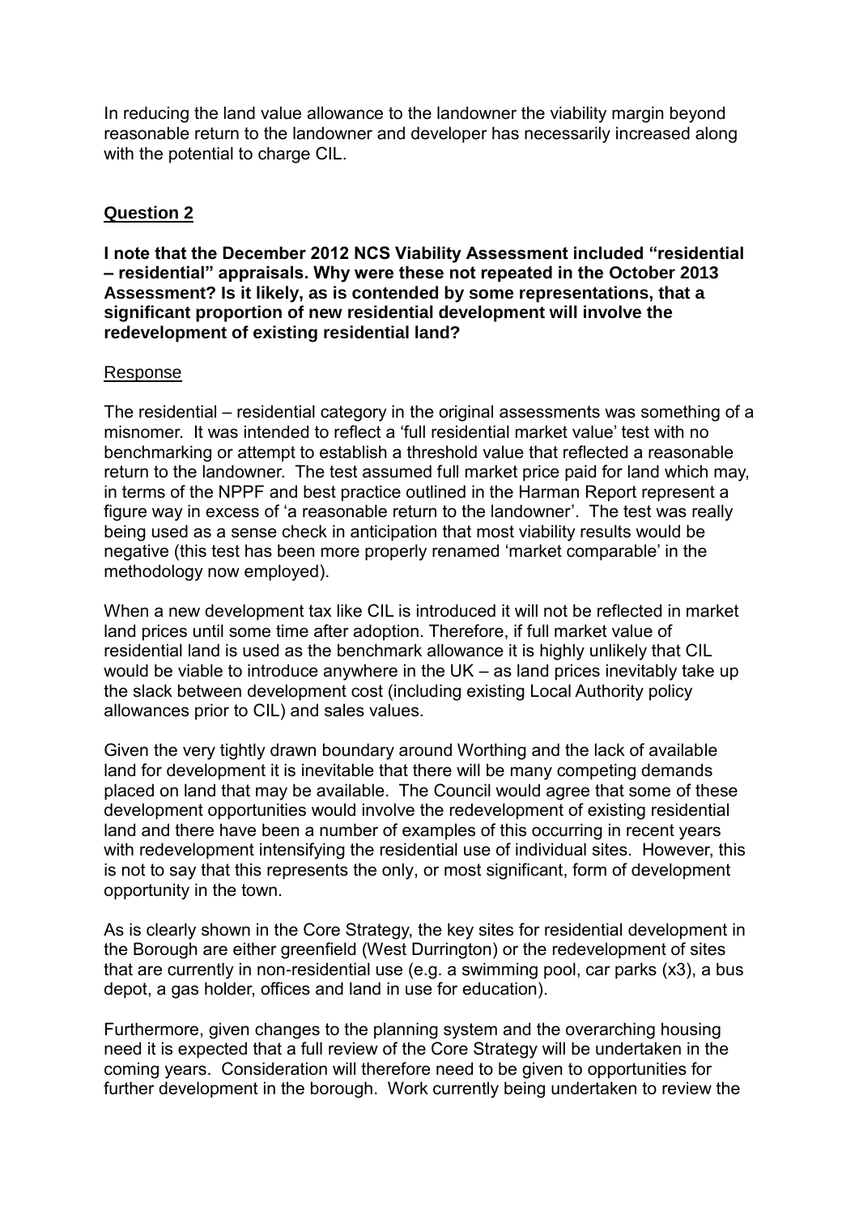In reducing the land value allowance to the landowner the viability margin beyond reasonable return to the landowner and developer has necessarily increased along with the potential to charge CIL.

## Question 2

**I note that the December 2012 NCS Viability Assessment included "residential – residential" appraisals. Why were these not repeated in the October 2013 Assessment? Is it likely, as is contended by some representations, that a significant proportion of new residential development will involve the redevelopment of existing residential land?**

Response

The residential – residential category in the original assessments was something of a misnomer. It was intended to reflect a 'full residential market value' test with no benchmarking or attempt to establish a threshold value that reflected a reasonable return to the landowner. The test assumed full market price paid for land which may, in terms of the NPPF and best practice outlined in the Harman Report represent a figure way in excess of 'a reasonable return to the landowner'. The test was really being used as a sense check in anticipation that most viability results would be negative (this test has been more properly renamed 'market comparable' in the methodology now employed).

When a new development tax like CIL is introduced it will not be reflected in market land prices until some time after adoption. Therefore, if full market value of residential land is used as the benchmark allowance it is highly unlikely that CIL would be viable to introduce anywhere in the UK – as land prices inevitably take up the slack between development cost (including existing Local Authority policy allowances prior to CIL) and sales values.

Given the very tightly drawn boundary around Worthing and the lack of available land for development it is inevitable that there will be many competing demands placed on land that may be available. The Council would agree that some of these development opportunities would involve the redevelopment of existing residential land and there have been a number of examples of this occurring in recent years with redevelopment intensifying the residential use of individual sites. However, this is not to say that this represents the only, or most significant, form of development opportunity in the town.

As is clearly shown in the Core Strategy, the key sites for residential development in the Borough are either greenfield (West Durrington) or the redevelopment of sites that are currently in non-residential use (e.g. a swimming pool, car parks (x3), a bus depot, a gas holder, offices and land in use for education).

Furthermore, given changes to the planning system and the overarching housing need it is expected that a full review of the Core Strategy will be undertaken in the coming years. Consideration will therefore need to be given to opportunities for further development in the borough. Work currently being undertaken to review the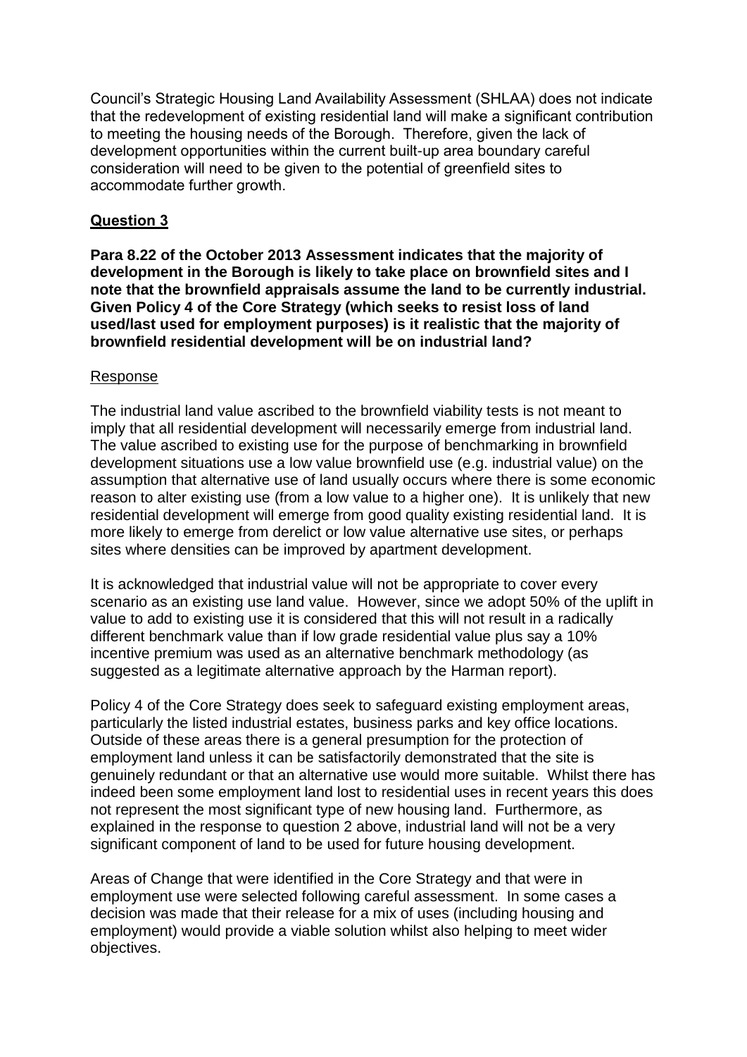Council's Strategic Housing Land Availability Assessment (SHLAA) does not indicate that the redevelopment of existing residential land will make a significant contribution to meeting the housing needs of the Borough. Therefore, given the lack of development opportunities within the current built-up area boundary careful consideration will need to be given to the potential of greenfield sites to accommodate further growth.

## Question 3

**Para 8.22 of the October 2013 Assessment indicates that the majority of development in the Borough is likely to take place on brownfield sites and I note that the brownfield appraisals assume the land to be currently industrial. Given Policy 4 of the Core Strategy (which seeks to resist loss of land used/last used for employment purposes) is it realistic that the majority of brownfield residential development will be on industrial land?**

Response

The industrial land value ascribed to the brownfield viability tests is not meant to imply that all residential development will necessarily emerge from industrial land. The value ascribed to existing use for the purpose of benchmarking in brownfield development situations use a low value brownfield use (e.g. industrial value) on the assumption that alternative use of land usually occurs where there is some economic reason to alter existing use (from a low value to a higher one). It is unlikely that new residential development will emerge from good quality existing residential land. It is more likely to emerge from derelict or low value alternative use sites, or perhaps sites where densities can be improved by apartment development.

It is acknowledged that industrial value will not be appropriate to cover every scenario as an existing use land value. However, since we adopt 50% of the uplift in value to add to existing use it is considered that this will not result in a radically different benchmark value than if low grade residential value plus say a 10% incentive premium was used as an alternative benchmark methodology (as suggested as a legitimate alternative approach by the Harman report).

Policy 4 of the Core Strategy does seek to safeguard existing employment areas, particularly the listed industrial estates, business parks and key office locations. Outside of these areas there is a general presumption for the protection of employment land unless it can be satisfactorily demonstrated that the site is genuinely redundant or that an alternative use would more suitable. Whilst there has indeed been some employment land lost to residential uses in recent years this does not represent the most significant type of new housing land. Furthermore, as explained in the response to question 2 above, industrial land will not be a very significant component of land to be used for future housing development.

Areas of Change that were identified in the Core Strategy and that were in employment use were selected following careful assessment. In some cases a decision was made that their release for a mix of uses (including housing and employment) would provide a viable solution whilst also helping to meet wider objectives.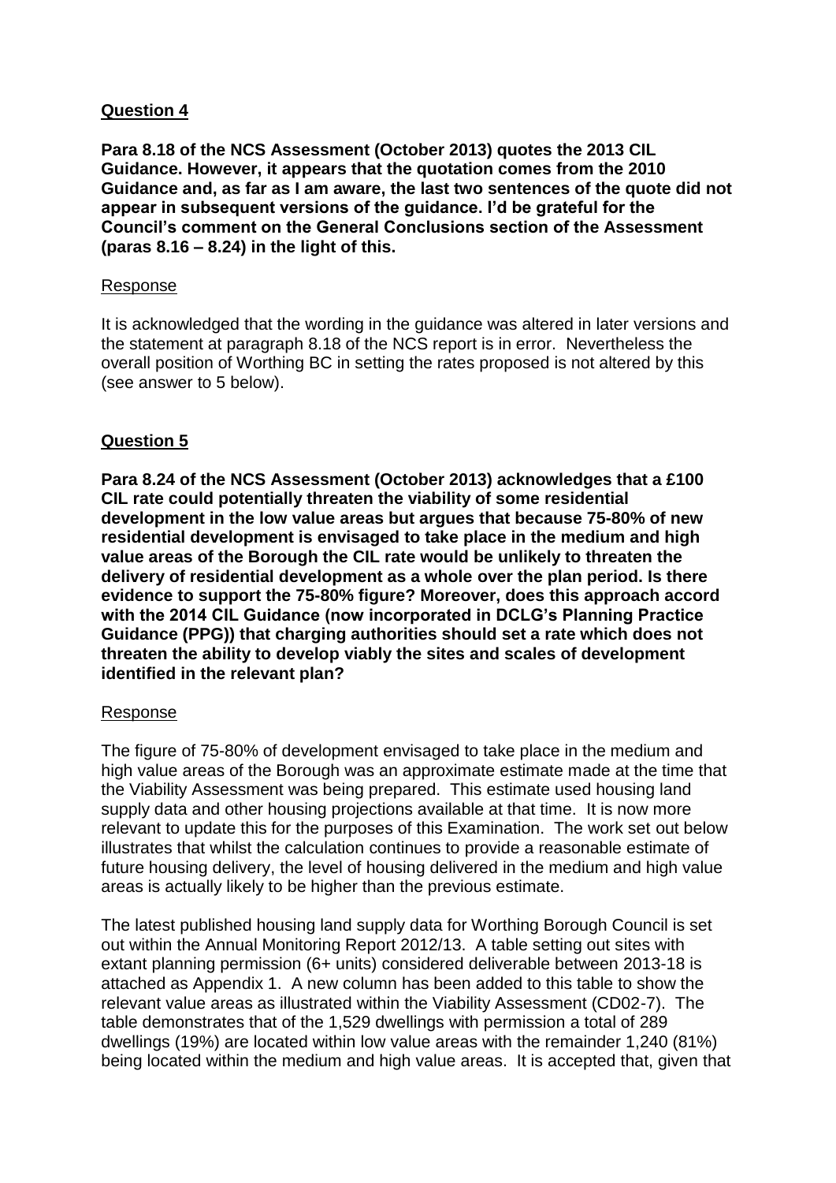## Question 4

**Para 8.18 of the NCS Assessment (October 2013) quotes the 2013 CIL Guidance. However, it appears that the quotation comes from the 2010 Guidance and, as far as I am aware, the last two sentences of the quote did not appear in subsequent versions of the guidance. I'd be grateful for the Council's comment on the General Conclusions section of the Assessment (paras 8.16 – 8.24) in the light of this.**

### Response

It is acknowledged that the wording in the guidance was altered in later versions and the statement at paragraph 8.18 of the NCS report is in error. Nevertheless the overall position of Worthing BC in setting the rates proposed is not altered by this (see answer to 5 below).

## Question 5

**Para 8.24 of the NCS Assessment (October 2013) acknowledges that a £100 CIL rate could potentially threaten the viability of some residential development in the low value areas but argues that because 75-80% of new residential development is envisaged to take place in the medium and high value areas of the Borough the CIL rate would be unlikely to threaten the delivery of residential development as a whole over the plan period. Is there evidence to support the 75-80% figure? Moreover, does this approach accord with the 2014 CIL Guidance (now incorporated in DCLG's Planning Practice Guidance (PPG)) that charging authorities should set a rate which does not threaten the ability to develop viably the sites and scales of development identified in the relevant plan?**

### Response

The figure of 75-80% of development envisaged to take place in the medium and high value areas of the Borough was an approximate estimate made at the time that the Viability Assessment was being prepared. This estimate used housing land supply data and other housing projections available at that time. It is now more relevant to update this for the purposes of this Examination. The work set out below illustrates that whilst the calculation continues to provide a reasonable estimate of future housing delivery, the level of housing delivered in the medium and high value areas is actually likely to be higher than the previous estimate.

The latest published housing land supply data for Worthing Borough Council is set out within the Annual Monitoring Report 2012/13. A table setting out sites with extant planning permission (6+ units) considered deliverable between 2013-18 is attached as Appendix 1. A new column has been added to this table to show the relevant value areas as illustrated within the Viability Assessment (CD02-7). The table demonstrates that of the 1,529 dwellings with permission a total of 289 dwellings (19%) are located within low value areas with the remainder 1,240 (81%) being located within the medium and high value areas. It is accepted that, given that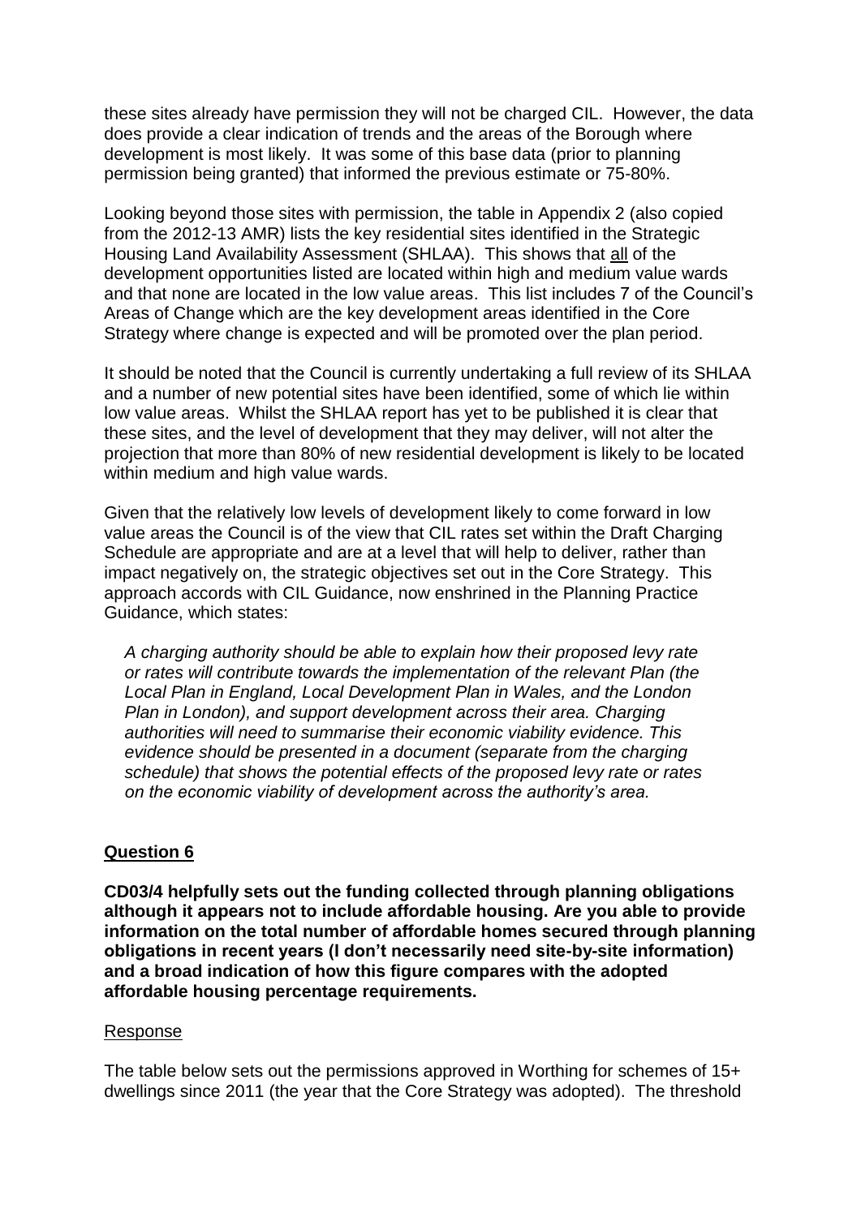these sites already have permission they will not be charged CIL. However, the data does provide a clear indication of trends and the areas of the Borough where development is most likely. It was some of this base data (prior to planning permission being granted) that informed the previous estimate or 75-80%.

Looking beyond those sites with permission, the table in Appendix 2 (also copied from the 2012-13 AMR) lists the key residential sites identified in the Strategic Housing Land Availability Assessment (SHLAA). This shows that all of the development opportunities listed are located within high and medium value wards and that none are located in the low value areas. This list includes 7 of the Council's Areas of Change which are the key development areas identified in the Core Strategy where change is expected and will be promoted over the plan period.

It should be noted that the Council is currently undertaking a full review of its SHLAA and a number of new potential sites have been identified, some of which lie within low value areas. Whilst the SHLAA report has yet to be published it is clear that these sites, and the level of development that they may deliver, will not alter the projection that more than 80% of new residential development is likely to be located within medium and high value wards.

Given that the relatively low levels of development likely to come forward in low value areas the Council is of the view that CIL rates set within the Draft Charging Schedule are appropriate and are at a level that will help to deliver, rather than impact negatively on, the strategic objectives set out in the Core Strategy. This approach accords with CIL Guidance, now enshrined in the Planning Practice Guidance, which states:

> *A charging authority should be able to explain how their proposed levy rate or rates will contribute towards the implementation of the relevant Plan (the Local Plan in England, Local Development Plan in Wales, and the London Plan in London), and support development across their area. Charging authorities will need to summarise their economic viability evidence. This evidence should be presented in a document (separate from the charging schedule) that shows the potential effects of the proposed levy rate or rates on the economic viability of development across the authority's area.*

## Question 6

**CD03/4 helpfully sets out the funding collected through planning obligations although it appears not to include affordable housing. Are you able to provide information on the total number of affordable homes secured through planning obligations in recent years (I don't necessarily need site-by-site information) and a broad indication of how this figure compares with the adopted affordable housing percentage requirements.**

Response

The table below sets out the permissions approved in Worthing for schemes of 15+ dwellings since 2011 (the year that the Core Strategy was adopted). The threshold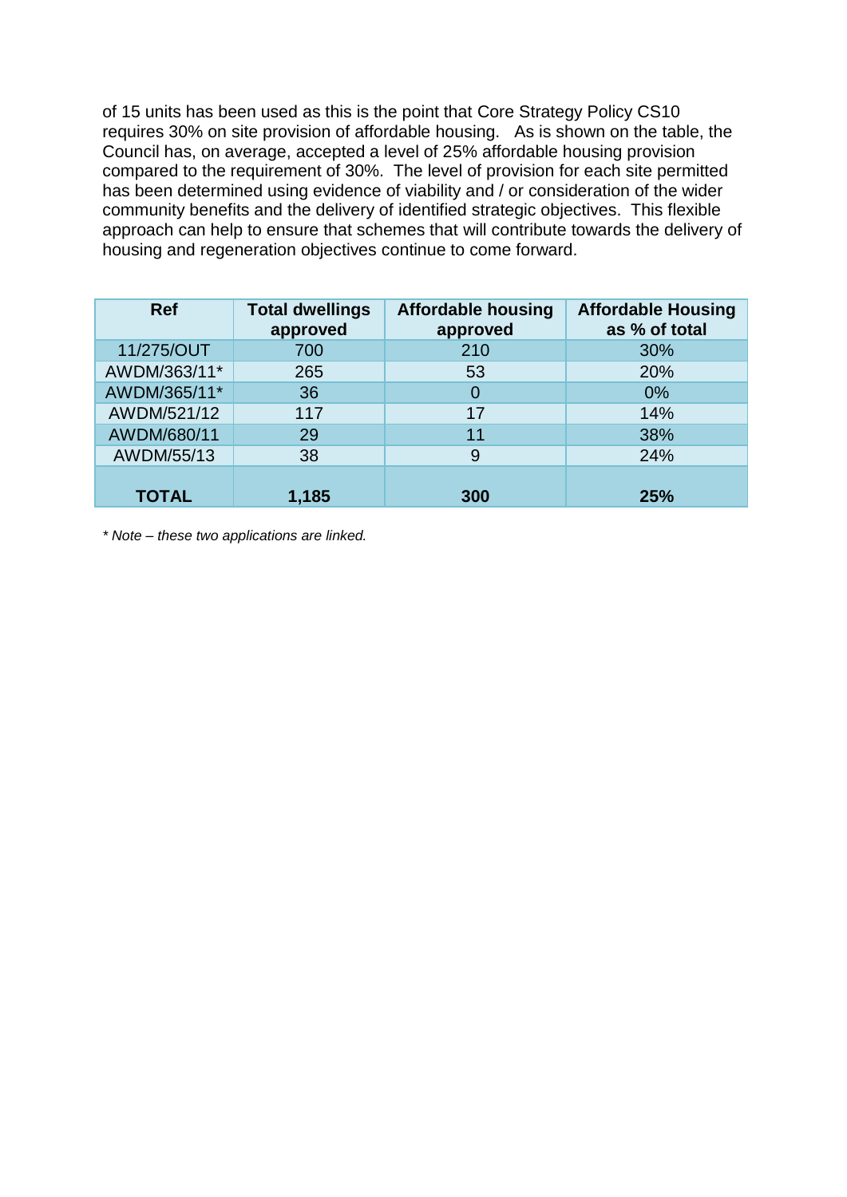of 15 units has been used as this is the point that Core Strategy Policy CS10 requires 30% on site provision of affordable housing. As is shown on the table, the Council has, on average, accepted a level of 25% affordable housing provision compared to the requirement of 30%. The level of provision for each site permitted has been determined using evidence of viability and / or consideration of the wider community benefits and the delivery of identified strategic objectives. This flexible approach can help to ensure that schemes that will contribute towards the delivery of housing and regeneration objectives continue to come forward.

| Ref | Total dwellings approved | Affordable housing approved | Affordable Housing as % of total |
|---|---|---|---|
| 11/275/OUT | 700 | 210 | 30% |
| AWDM/363/11* | 265 | 53 | 20% |
| AWDM/365/11* | 36 | 0 | 0% |
| AWDM/521/12 | 117 | 17 | 14% |
| AWDM/680/11 | 29 | 11 | 38% |
| AWDM/55/13 | 38 | 9 | 24% |
| **TOTAL** | **1,185** | **300** | **25%** |

*\* Note – these two applications are linked.*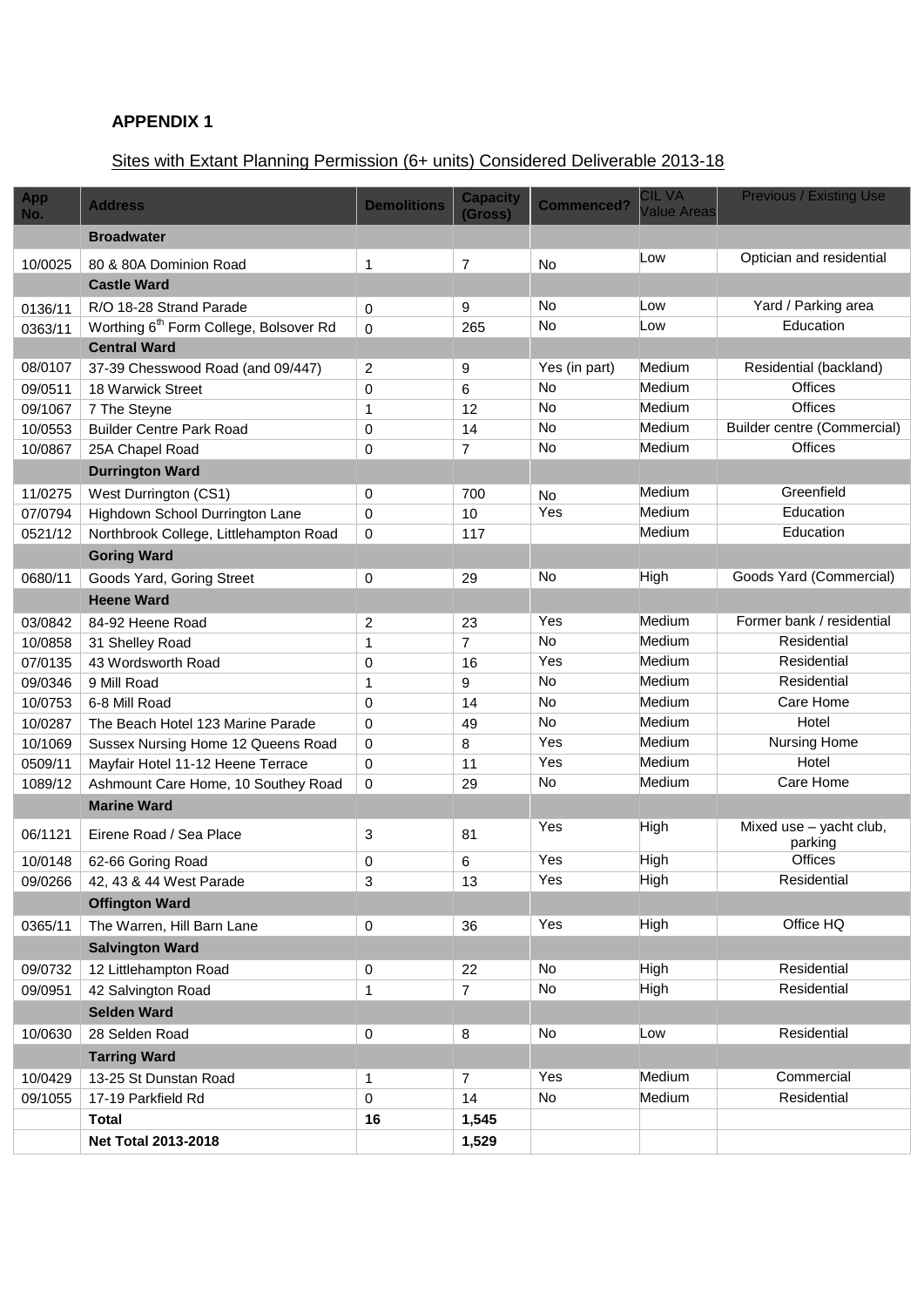## APPENDIX 1

Sites with Extant Planning Permission (6+ units) Considered Deliverable 2013-18

| App No. | Address | Demolitions | Capacity (Gross) | Commenced? | CIL VA Value Areas | Previous / Existing Use |
|---|---|---|---|---|---|---|
| | **Broadwater** | | | | | |
| 10/0025 | 80 & 80A Dominion Road | 1 | 7 | No | Low | Optician and residential |
| | **Castle Ward** | | | | | |
| 0136/11 | R/O 18-28 Strand Parade | 0 | 9 | No | Low | Yard / Parking area |
| 0363/11 | Worthing 6th Form College, Bolsover Rd | 0 | 265 | No | Low | Education |
| | **Central Ward** | | | | | |
| 08/0107 | 37-39 Chesswood Road (and 09/447) | 2 | 9 | Yes (in part) | Medium | Residential (backland) |
| 09/0511 | 18 Warwick Street | 0 | 6 | No | Medium | Offices |
| 09/1067 | 7 The Steyne | 1 | 12 | No | Medium | Offices |
| 10/0553 | Builder Centre Park Road | 0 | 14 | No | Medium | Builder centre (Commercial) |
| 10/0867 | 25A Chapel Road | 0 | 7 | No | Medium | Offices |
| | **Durrington Ward** | | | | | |
| 11/0275 | West Durrington (CS1) | 0 | 700 | No | Medium | Greenfield |
| 07/0794 | Highdown School Durrington Lane | 0 | 10 | Yes | Medium | Education |
| 0521/12 | Northbrook College, Littlehampton Road | 0 | 117 | | Medium | Education |
| | **Goring Ward** | | | | | |
| 0680/11 | Goods Yard, Goring Street | 0 | 29 | No | High | Goods Yard (Commercial) |
| | **Heene Ward** | | | | | |
| 03/0842 | 84-92 Heene Road | 2 | 23 | Yes | Medium | Former bank / residential |
| 10/0858 | 31 Shelley Road | 1 | 7 | No | Medium | Residential |
| 07/0135 | 43 Wordsworth Road | 0 | 16 | Yes | Medium | Residential |
| 09/0346 | 9 Mill Road | 1 | 9 | No | Medium | Residential |
| 10/0753 | 6-8 Mill Road | 0 | 14 | No | Medium | Care Home |
| 10/0287 | The Beach Hotel 123 Marine Parade | 0 | 49 | No | Medium | Hotel |
| 10/1069 | Sussex Nursing Home 12 Queens Road | 0 | 8 | Yes | Medium | Nursing Home |
| 0509/11 | Mayfair Hotel 11-12 Heene Terrace | 0 | 11 | Yes | Medium | Hotel |
| 1089/12 | Ashmount Care Home, 10 Southey Road | 0 | 29 | No | Medium | Care Home |
| | **Marine Ward** | | | | | |
| 06/1121 | Eirene Road / Sea Place | 3 | 81 | Yes | High | Mixed use – yacht club, parking |
| 10/0148 | 62-66 Goring Road | 0 | 6 | Yes | High | Offices |
| 09/0266 | 42, 43 & 44 West Parade | 3 | 13 | Yes | High | Residential |
| | **Offington Ward** | | | | | |
| 0365/11 | The Warren, Hill Barn Lane | 0 | 36 | Yes | High | Office HQ |
| | **Salvington Ward** | | | | | |
| 09/0732 | 12 Littlehampton Road | 0 | 22 | No | High | Residential |
| 09/0951 | 42 Salvington Road | 1 | 7 | No | High | Residential |
| | **Selden Ward** | | | | | |
| 10/0630 | 28 Selden Road | 0 | 8 | No | Low | Residential |
| | **Tarring Ward** | | | | | |
| 10/0429 | 13-25 St Dunstan Road | 1 | 7 | Yes | Medium | Commercial |
| 09/1055 | 17-19 Parkfield Rd | 0 | 14 | No | Medium | Residential |
| | **Total** | **16** | **1,545** | | | |
| | **Net Total 2013-2018** | | **1,529** | | | |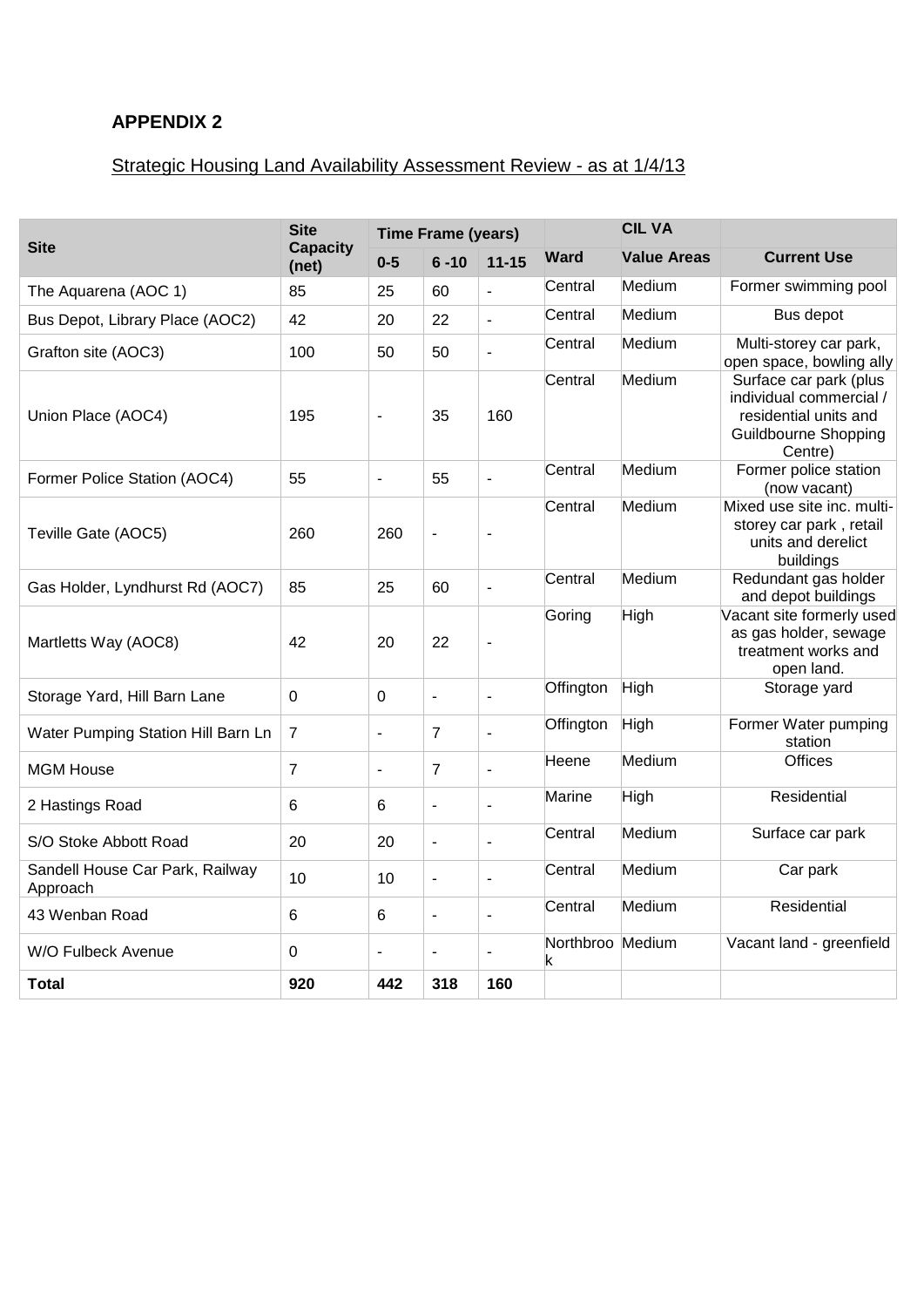**APPENDIX 2**

Strategic Housing Land Availability Assessment Review - as at 1/4/13

| Site | Site Capacity (net) | Time Frame (years) | | | Ward | CIL VA Value Areas | Current Use |
|---|---|---|---|---|---|---|---|
| | | 0-5 | 6 -10 | 11-15 | | | |
| The Aquarena (AOC 1) | 85 | 25 | 60 | - | Central | Medium | Former swimming pool |
| Bus Depot, Library Place (AOC2) | 42 | 20 | 22 | - | Central | Medium | Bus depot |
| Grafton site (AOC3) | 100 | 50 | 50 | - | Central | Medium | Multi-storey car park, open space, bowling ally |
| Union Place (AOC4) | 195 | - | 35 | 160 | Central | Medium | Surface car park (plus individual commercial / residential units and Guildbourne Shopping Centre) |
| Former Police Station (AOC4) | 55 | - | 55 | - | Central | Medium | Former police station (now vacant) |
| Teville Gate (AOC5) | 260 | 260 | - | - | Central | Medium | Mixed use site inc. multi-storey car park , retail units and derelict buildings |
| Gas Holder, Lyndhurst Rd (AOC7) | 85 | 25 | 60 | - | Central | Medium | Redundant gas holder and depot buildings |
| Martletts Way (AOC8) | 42 | 20 | 22 | - | Goring | High | Vacant site formerly used as gas holder, sewage treatment works and open land. |
| Storage Yard, Hill Barn Lane | 0 | 0 | - | - | Offington | High | Storage yard |
| Water Pumping Station Hill Barn Ln | 7 | - | 7 | - | Offington | High | Former Water pumping station |
| MGM House | 7 | - | 7 | - | Heene | Medium | Offices |
| 2 Hastings Road | 6 | 6 | - | - | Marine | High | Residential |
| S/O Stoke Abbott Road | 20 | 20 | - | - | Central | Medium | Surface car park |
| Sandell House Car Park, Railway Approach | 10 | 10 | - | - | Central | Medium | Car park |
| 43 Wenban Road | 6 | 6 | - | - | Central | Medium | Residential |
| W/O Fulbeck Avenue | 0 | - | - | - | Northbrook | Medium | Vacant land - greenfield |
| **Total** | **920** | **442** | **318** | **160** | | | |